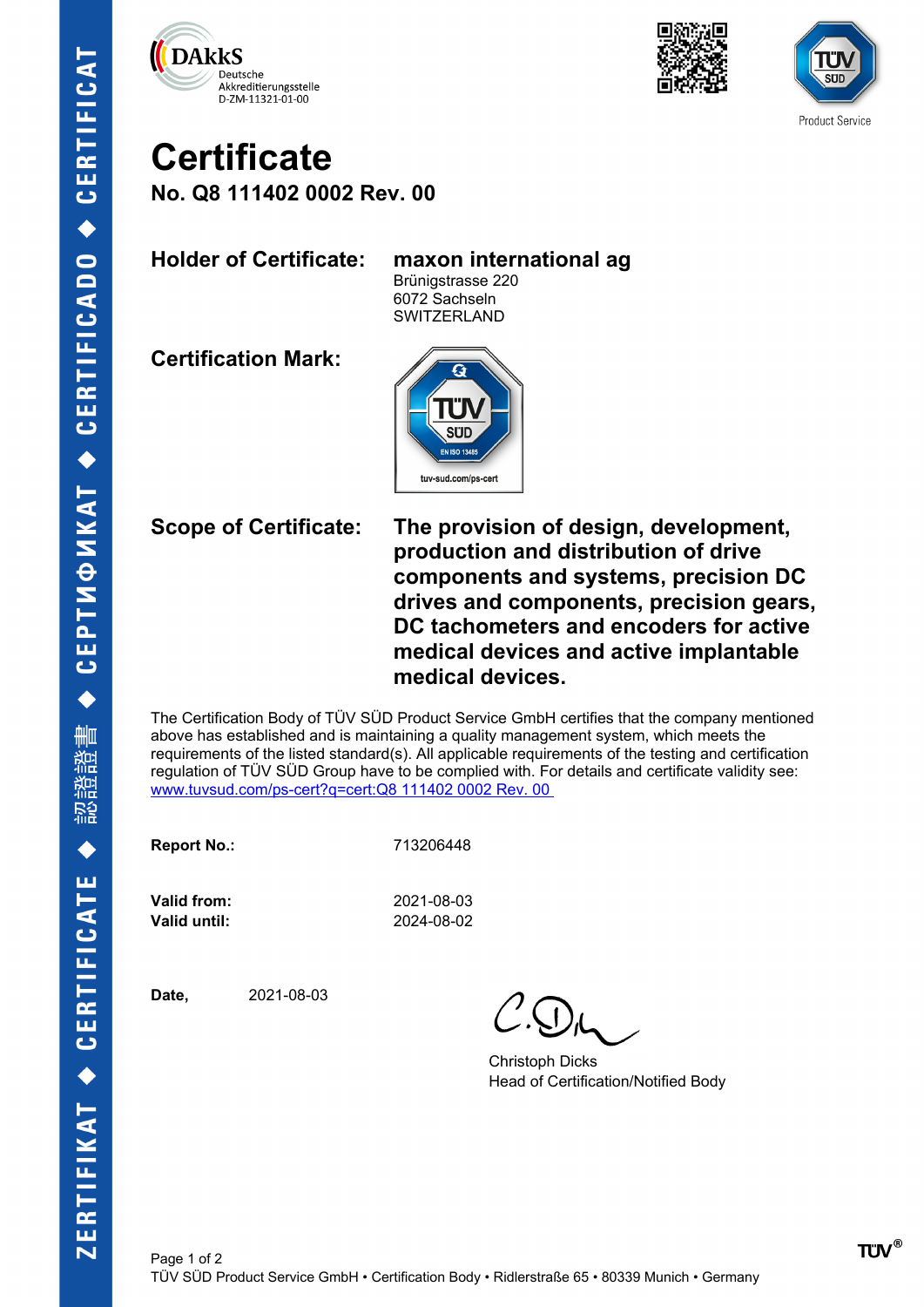DAkkS
Deutsche
Akkreditierungsstelle
D-ZM-11321-01-00

TÜV SÜD Product Service

# Certificate

## No. Q8 111402 0002 Rev. 00

**Holder of Certificate:** **maxon international ag**
Brünigstrasse 220
6072 Sachseln
SWITZERLAND

**Certification Mark:**

TÜV SÜD
EN ISO 13485
tuv-sud.com/ps-cert

**Scope of Certificate:** **The provision of design, development, production and distribution of drive components and systems, precision DC drives and components, precision gears, DC tachometers and encoders for active medical devices and active implantable medical devices.**

The Certification Body of TÜV SÜD Product Service GmbH certifies that the company mentioned above has established and is maintaining a quality management system, which meets the requirements of the listed standard(s). All applicable requirements of the testing and certification regulation of TÜV SÜD Group have to be complied with. For details and certificate validity see: [www.tuvsud.com/ps-cert?q=cert:Q8 111402 0002 Rev. 00](www.tuvsud.com/ps-cert?q=cert:Q8 111402 0002 Rev. 00)

**Report No.:** 713206448

**Valid from:** 2021-08-03
**Valid until:** 2024-08-02

**Date,** 2021-08-03

Christoph Dicks
Head of Certification/Notified Body

TÜV SÜD Product Service GmbH • Certification Body • Ridlerstraße 65 • 80339 Munich • Germany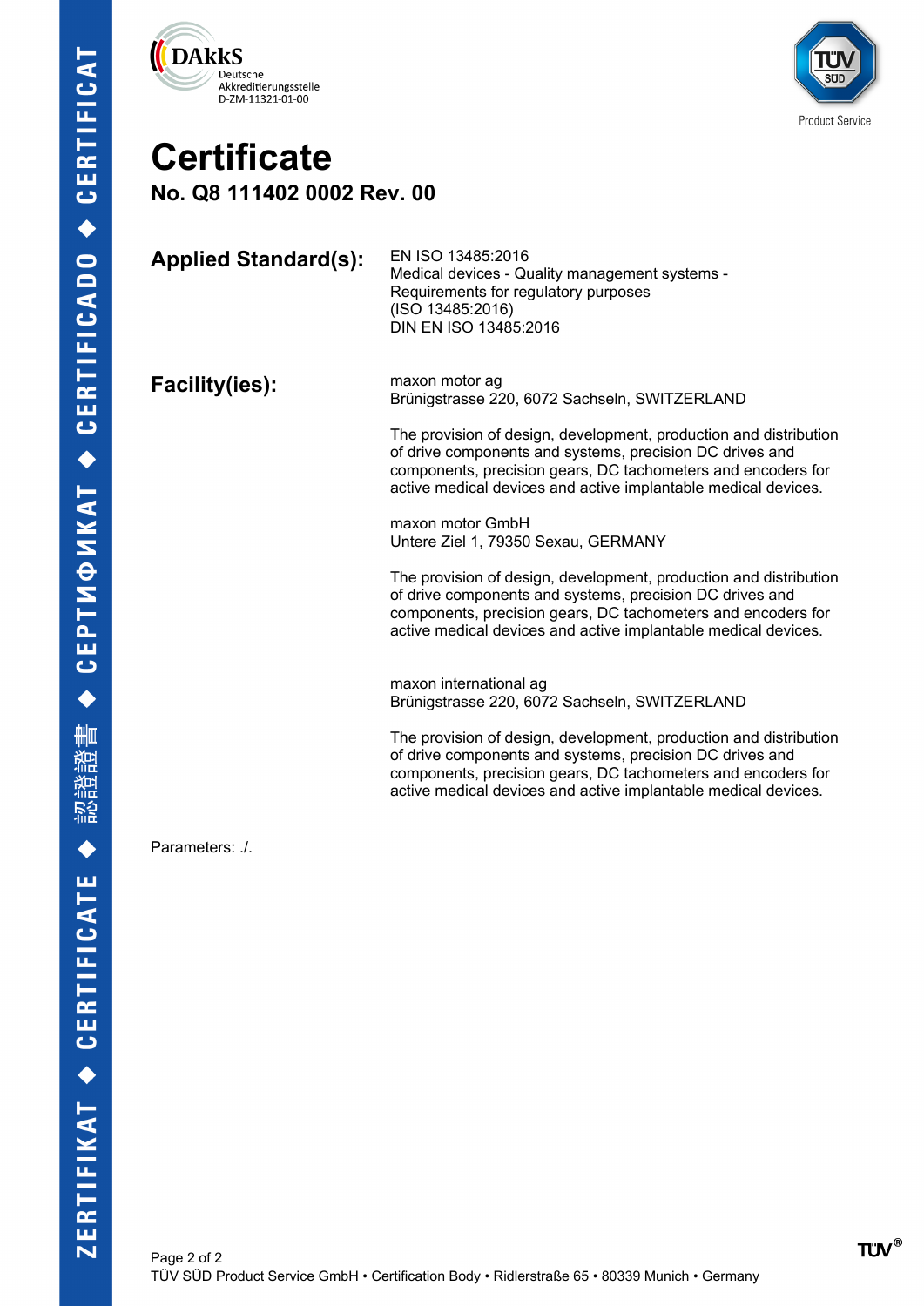DAkkS
Deutsche
Akkreditierungsstelle
D-ZM-11321-01-00

Product Service

# Certificate

## No. Q8 111402 0002 Rev. 00

| | |
|---|---|
| **Applied Standard(s):** | EN ISO 13485:2016<br>Medical devices - Quality management systems - Requirements for regulatory purposes<br>(ISO 13485:2016)<br>DIN EN ISO 13485:2016 |
| **Facility(ies):** | maxon motor ag<br>Brünigstrasse 220, 6072 Sachseln, SWITZERLAND<br><br>The provision of design, development, production and distribution of drive components and systems, precision DC drives and components, precision gears, DC tachometers and encoders for active medical devices and active implantable medical devices.<br><br>maxon motor GmbH<br>Untere Ziel 1, 79350 Sexau, GERMANY<br><br>The provision of design, development, production and distribution of drive components and systems, precision DC drives and components, precision gears, DC tachometers and encoders for active medical devices and active implantable medical devices.<br><br>maxon international ag<br>Brünigstrasse 220, 6072 Sachseln, SWITZERLAND<br><br>The provision of design, development, production and distribution of drive components and systems, precision DC drives and components, precision gears, DC tachometers and encoders for active medical devices and active implantable medical devices. |

Parameters: ./.

TÜV SÜD Product Service GmbH • Certification Body • Ridlerstraße 65 • 80339 Munich • Germany